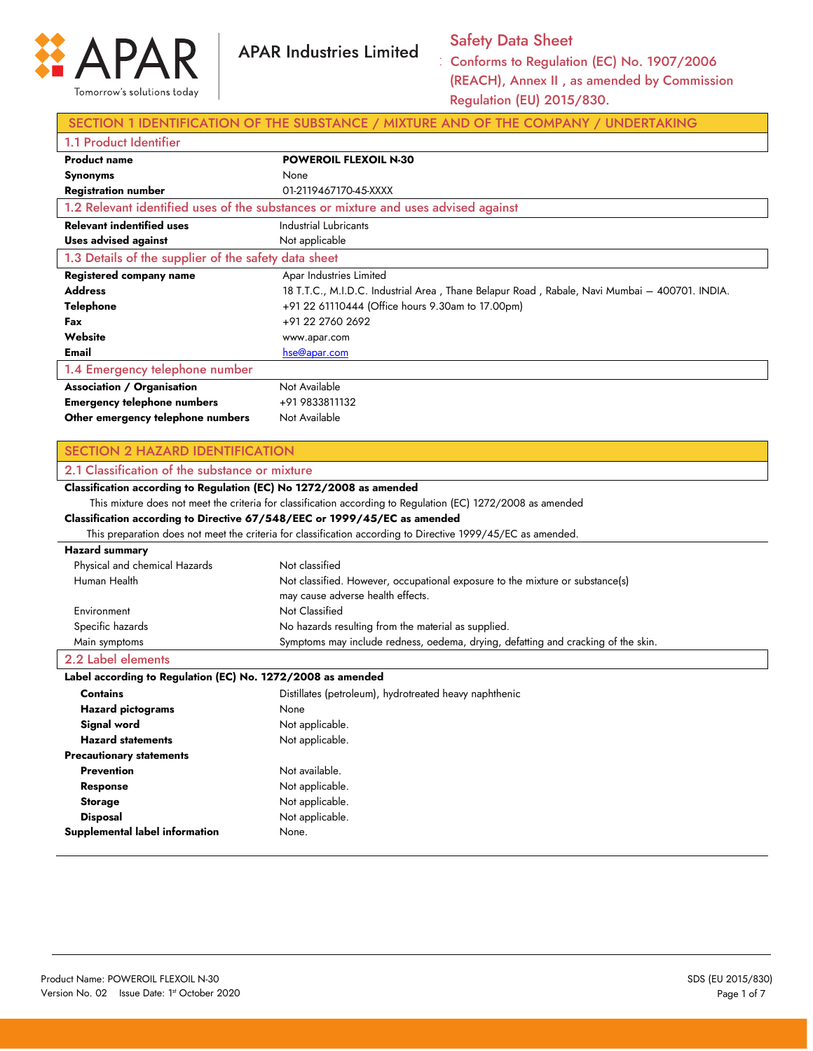APAR Industries Limited

Tomorrow's solutions today

**Safety Data Sheet**

Conforms to Regulation (EC) No. 1907/2006 (REACH), Annex II , as amended by Commission Regulation (EU) 2015/830.

## SECTION 1 IDENTIFICATION OF THE SUBSTANCE / MIXTURE AND OF THE COMPANY / UNDERTAKING

### 1.1 Product Identifier

| | |
|---|---|
| **Product name** | **POWEROIL FLEXOIL N-30** |
| **Synonyms** | None |
| **Registration number** | 01-2119467170-45-XXXX |

### 1.2 Relevant identified uses of the substances or mixture and uses advised against

| | |
|---|---|
| **Relevant indentified uses** | Industrial Lubricants |
| **Uses advised against** | Not applicable |

### 1.3 Details of the supplier of the safety data sheet

| | |
|---|---|
| **Registered company name** | Apar Industries Limited |
| **Address** | 18 T.T.C., M.I.D.C. Industrial Area , Thane Belapur Road , Rabale, Navi Mumbai – 400701. INDIA. |
| **Telephone** | +91 22 61110444 (Office hours 9.30am to 17.00pm) |
| **Fax** | +91 22 2760 2692 |
| **Website** | www.apar.com |
| **Email** | hse@apar.com |

### 1.4 Emergency telephone number

| | |
|---|---|
| **Association / Organisation** | Not Available |
| **Emergency telephone numbers** | +91 9833811132 |
| **Other emergency telephone numbers** | Not Available |

## SECTION 2 HAZARD IDENTIFICATION

### 2.1 Classification of the substance or mixture

**Classification according to Regulation (EC) No 1272/2008 as amended**

This mixture does not meet the criteria for classification according to Regulation (EC) 1272/2008 as amended

**Classification according to Directive 67/548/EEC or 1999/45/EC as amended**

This preparation does not meet the criteria for classification according to Directive 1999/45/EC as amended.

**Hazard summary**

| | |
|---|---|
| Physical and chemical Hazards | Not classified |
| Human Health | Not classified. However, occupational exposure to the mixture or substance(s) may cause adverse health effects. |
| Environment | Not Classified |
| Specific hazards | No hazards resulting from the material as supplied. |
| Main symptoms | Symptoms may include redness, oedema, drying, defatting and cracking of the skin. |

### 2.2 Label elements

**Label according to Regulation (EC) No. 1272/2008 as amended**

| | |
|---|---|
| **Contains** | Distillates (petroleum), hydrotreated heavy naphthenic |
| **Hazard pictograms** | None |
| **Signal word** | Not applicable. |
| **Hazard statements** | Not applicable. |
| **Precautionary statements** | |
| **Prevention** | Not available. |
| **Response** | Not applicable. |
| **Storage** | Not applicable. |
| **Disposal** | Not applicable. |
| **Supplemental label information** | None. |

Product Name: POWEROIL FLEXOIL N-30
Version No. 02 Issue Date: 1st October 2020

SDS (EU 2015/830)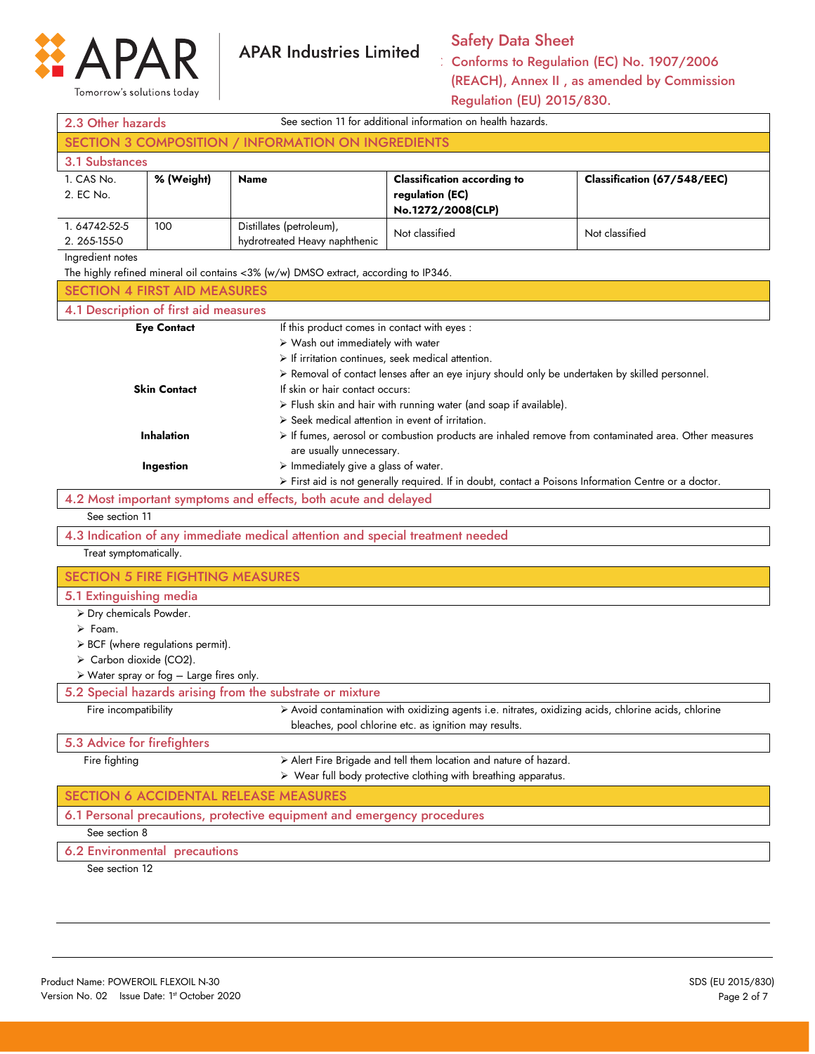## 2.3 Other hazards

See section 11 for additional information on health hazards.

## SECTION 3 COMPOSITION / INFORMATION ON INGREDIENTS

### 3.1 Substances

| 1. CAS No.<br>2. EC No. | % (Weight) | Name | Classification according to regulation (EC) No.1272/2008(CLP) | Classification (67/548/EEC) |
|---|---|---|---|---|
| 1. 64742-52-5<br>2. 265-155-0 | 100 | Distillates (petroleum), hydrotreated Heavy naphthenic | Not classified | Not classified |

Ingredient notes

The highly refined mineral oil contains <3% (w/w) DMSO extract, according to IP346.

## SECTION 4 FIRST AID MEASURES

### 4.1 Description of first aid measures

**Eye Contact**

If this product comes in contact with eyes :

- Wash out immediately with water
- If irritation continues, seek medical attention.
- Removal of contact lenses after an eye injury should only be undertaken by skilled personnel.

**Skin Contact**

If skin or hair contact occurs:

- Flush skin and hair with running water (and soap if available).
- Seek medical attention in event of irritation.

**Inhalation**

- If fumes, aerosol or combustion products are inhaled remove from contaminated area. Other measures are usually unnecessary.

**Ingestion**

- Immediately give a glass of water.
- First aid is not generally required. If in doubt, contact a Poisons Information Centre or a doctor.

### 4.2 Most important symptoms and effects, both acute and delayed

See section 11

### 4.3 Indication of any immediate medical attention and special treatment needed

Treat symptomatically.

## SECTION 5 FIRE FIGHTING MEASURES

### 5.1 Extinguishing media

- Dry chemicals Powder.
- Foam.
- BCF (where regulations permit).
- Carbon dioxide ($CO_2$).
- Water spray or fog – Large fires only.

### 5.2 Special hazards arising from the substrate or mixture

Fire incompatibility

- Avoid contamination with oxidizing agents i.e. nitrates, oxidizing acids, chlorine acids, chlorine bleaches, pool chlorine etc. as ignition may results.

### 5.3 Advice for firefighters

Fire fighting

- Alert Fire Brigade and tell them location and nature of hazard.
- Wear full body protective clothing with breathing apparatus.

## SECTION 6 ACCIDENTAL RELEASE MEASURES

### 6.1 Personal precautions, protective equipment and emergency procedures

See section 8

### 6.2 Environmental precautions

See section 12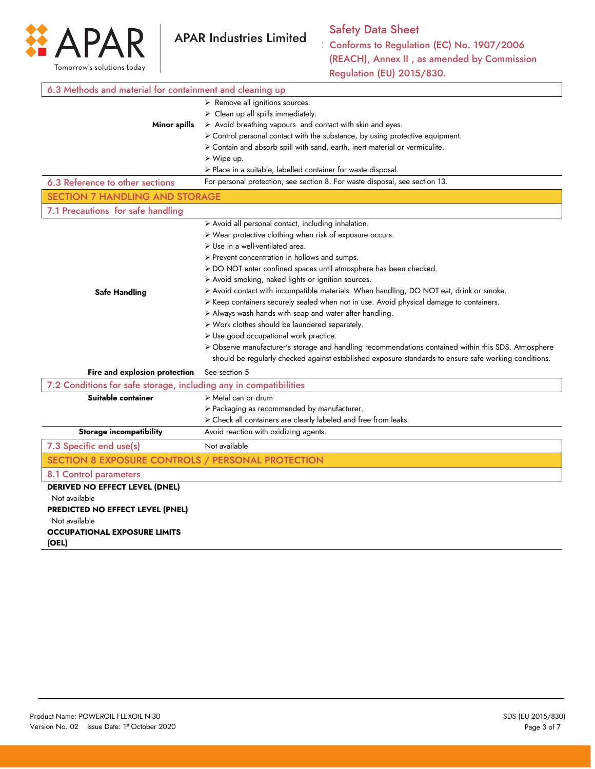### 6.3 Methods and material for containment and cleaning up

**Minor spills**

- Remove all ignitions sources.
- Clean up all spills immediately.
- Avoid breathing vapours and contact with skin and eyes.
- Control personal contact with the substance, by using protective equipment.
- Contain and absorb spill with sand, earth, inert material or vermiculite.
- Wipe up.
- Place in a suitable, labelled container for waste disposal.

### 6.3 Reference to other sections

For personal protection, see section 8. For waste disposal, see section 13.

## SECTION 7 HANDLING AND STORAGE

### 7.1 Precautions for safe handling

**Safe Handling**

- Avoid all personal contact, including inhalation.
- Wear protective clothing when risk of exposure occurs.
- Use in a well-ventilated area.
- Prevent concentration in hollows and sumps.
- DO NOT enter confined spaces until atmosphere has been checked.
- Avoid smoking, naked lights or ignition sources.
- Avoid contact with incompatible materials. When handling, DO NOT eat, drink or smoke.
- Keep containers securely sealed when not in use. Avoid physical damage to containers.
- Always wash hands with soap and water after handling.
- Work clothes should be laundered separately.
- Use good occupational work practice.
- Observe manufacturer's storage and handling recommendations contained within this SDS. Atmosphere should be regularly checked against established exposure standards to ensure safe working conditions.

**Fire and explosion protection** See section 5

### 7.2 Conditions for safe storage, including any in compatibilities

**Suitable container**

- Metal can or drum
- Packaging as recommended by manufacturer.
- Check all containers are clearly labeled and free from leaks.

**Storage incompatibility** Avoid reaction with oxidizing agents.

### 7.3 Specific end use(s)

Not available

## SECTION 8 EXPOSURE CONTROLS / PERSONAL PROTECTION

### 8.1 Control parameters

**DERIVED NO EFFECT LEVEL (DNEL)**

Not available

**PREDICTED NO EFFECT LEVEL (PNEL)**

Not available

**OCCUPATIONAL EXPOSURE LIMITS (OEL)**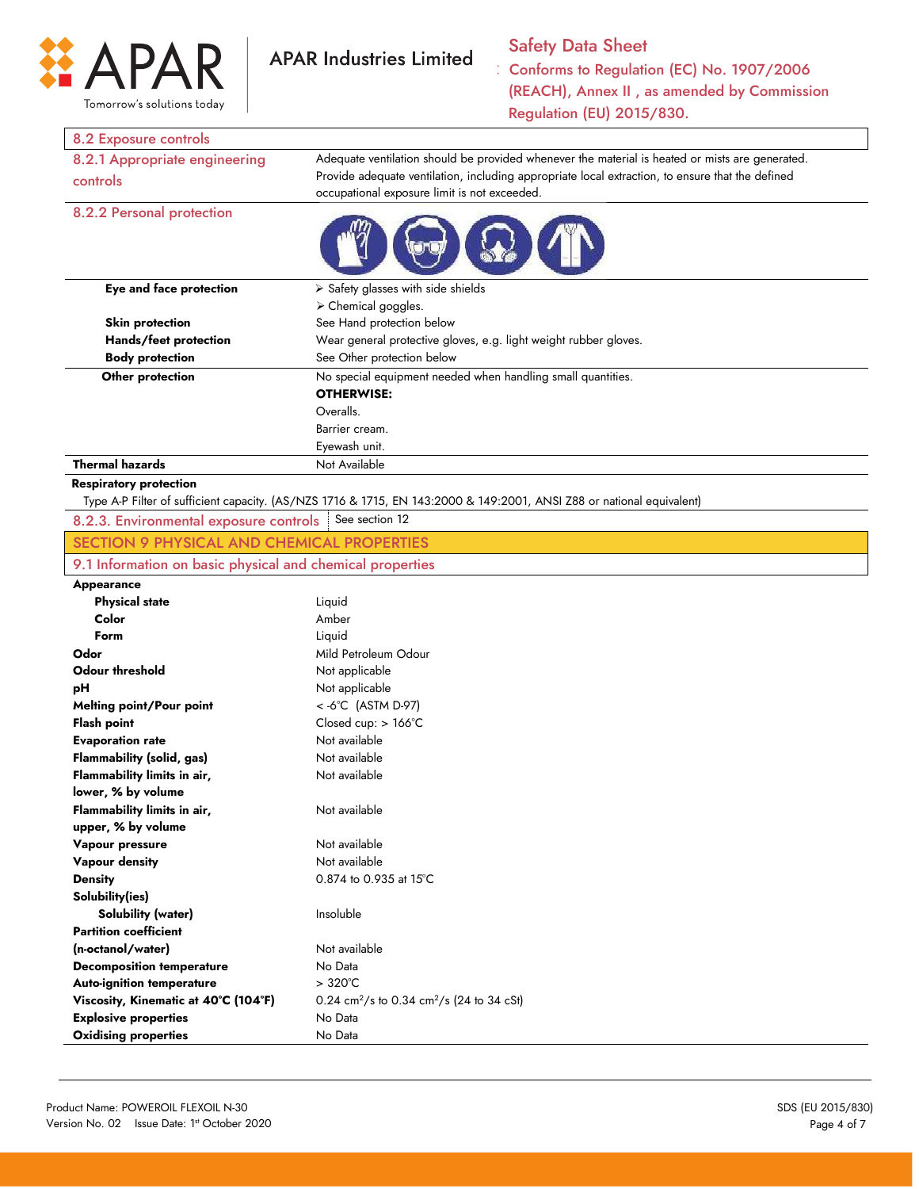## 8.2 Exposure controls

| 8.2.1 Appropriate engineering controls | Adequate ventilation should be provided whenever the material is heated or mists are generated. Provide adequate ventilation, including appropriate local extraction, to ensure that the defined occupational exposure limit is not exceeded. |
|---|---|

### 8.2.2 Personal protection

| | |
|---|---|
| **Eye and face protection** | ➢ Safety glasses with side shields<br>➢ Chemical goggles. |
| **Skin protection** | See Hand protection below |
| **Hands/feet protection** | Wear general protective gloves, e.g. light weight rubber gloves. |
| **Body protection** | See Other protection below |
| **Other protection** | No special equipment needed when handling small quantities.<br>**OTHERWISE:**<br>Overalls.<br>Barrier cream.<br>Eyewash unit. |
| **Thermal hazards** | Not Available |

**Respiratory protection**

Type A-P Filter of sufficient capacity. (AS/NZS 1716 & 1715, EN 143:2000 & 149:2001, ANSI Z88 or national equivalent)

| 8.2.3. Environmental exposure controls | See section 12 |
|---|---|

# SECTION 9 PHYSICAL AND CHEMICAL PROPERTIES

## 9.1 Information on basic physical and chemical properties

| | |
|---|---|
| **Appearance** | |
| **Physical state** | Liquid |
| **Color** | Amber |
| **Form** | Liquid |
| **Odor** | Mild Petroleum Odour |
| **Odour threshold** | Not applicable |
| **pH** | Not applicable |
| **Melting point/Pour point** | < -6°C (ASTM D-97) |
| **Flash point** | Closed cup: > 166°C |
| **Evaporation rate** | Not available |
| **Flammability (solid, gas)** | Not available |
| **Flammability limits in air, lower, % by volume** | Not available |
| **Flammability limits in air, upper, % by volume** | Not available |
| **Vapour pressure** | Not available |
| **Vapour density** | Not available |
| **Density** | 0.874 to 0.935 at 15°C |
| **Solubility(ies)** | |
| **Solubility (water)** | Insoluble |
| **Partition coefficient (n-octanol/water)** | Not available |
| **Decomposition temperature** | No Data |
| **Auto-ignition temperature** | > 320°C |
| **Viscosity, Kinematic at 40°C (104°F)** | 0.24 $cm^2/s$ to 0.34 $cm^2/s$ (24 to 34 cSt) |
| **Explosive properties** | No Data |
| **Oxidising properties** | No Data |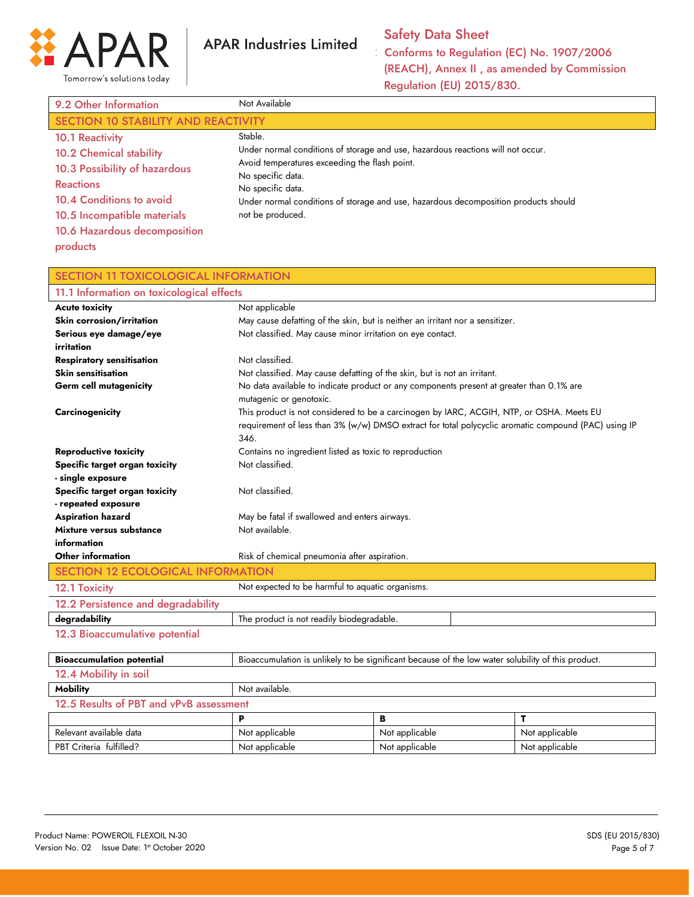| 9.2 Other Information | Not Available |
|---|---|

## SECTION 10 STABILITY AND REACTIVITY

| | |
|---|---|
| 10.1 Reactivity | Stable. |
| 10.2 Chemical stability | Under normal conditions of storage and use, hazardous reactions will not occur. |
| 10.3 Possibility of hazardous Reactions | Avoid temperatures exceeding the flash point. |
| 10.4 Conditions to avoid | No specific data. |
| 10.5 Incompatible materials | No specific data. |
| 10.6 Hazardous decomposition products | Under normal conditions of storage and use, hazardous decomposition products should not be produced. |

## SECTION 11 TOXICOLOGICAL INFORMATION

### 11.1 Information on toxicological effects

| | |
|---|---|
| **Acute toxicity** | Not applicable |
| **Skin corrosion/irritation** | May cause defatting of the skin, but is neither an irritant nor a sensitizer. |
| **Serious eye damage/eye irritation** | Not classified. May cause minor irritation on eye contact. |
| **Respiratory sensitisation** | Not classified. |
| **Skin sensitisation** | Not classified. May cause defatting of the skin, but is not an irritant. |
| **Germ cell mutagenicity** | No data available to indicate product or any components present at greater than 0.1% are mutagenic or genotoxic. |
| **Carcinogenicity** | This product is not considered to be a carcinogen by IARC, ACGIH, NTP, or OSHA. Meets EU requirement of less than 3% (w/w) DMSO extract for total polycyclic aromatic compound (PAC) using IP 346. |
| **Reproductive toxicity** | Contains no ingredient listed as toxic to reproduction |
| **Specific target organ toxicity - single exposure** | Not classified. |
| **Specific target organ toxicity - repeated exposure** | Not classified. |
| **Aspiration hazard** | May be fatal if swallowed and enters airways. |
| **Mixture versus substance information** | Not available. |
| **Other information** | Risk of chemical pneumonia after aspiration. |

## SECTION 12 ECOLOGICAL INFORMATION

| 12.1 Toxicity | Not expected to be harmful to aquatic organisms. |
|---|---|

### 12.2 Persistence and degradability

| **degradability** | The product is not readily biodegradable. | |
|---|---|---|

### 12.3 Bioaccumulative potential

| **Bioaccumulation potential** | Bioaccumulation is unlikely to be significant because of the low water solubility of this product. |
|---|---|

### 12.4 Mobility in soil

| **Mobility** | Not available. |
|---|---|

### 12.5 Results of PBT and vPvB assessment

| | **P** | **B** | **T** |
|---|---|---|---|
| Relevant available data | Not applicable | Not applicable | Not applicable |
| PBT Criteria fulfilled? | Not applicable | Not applicable | Not applicable |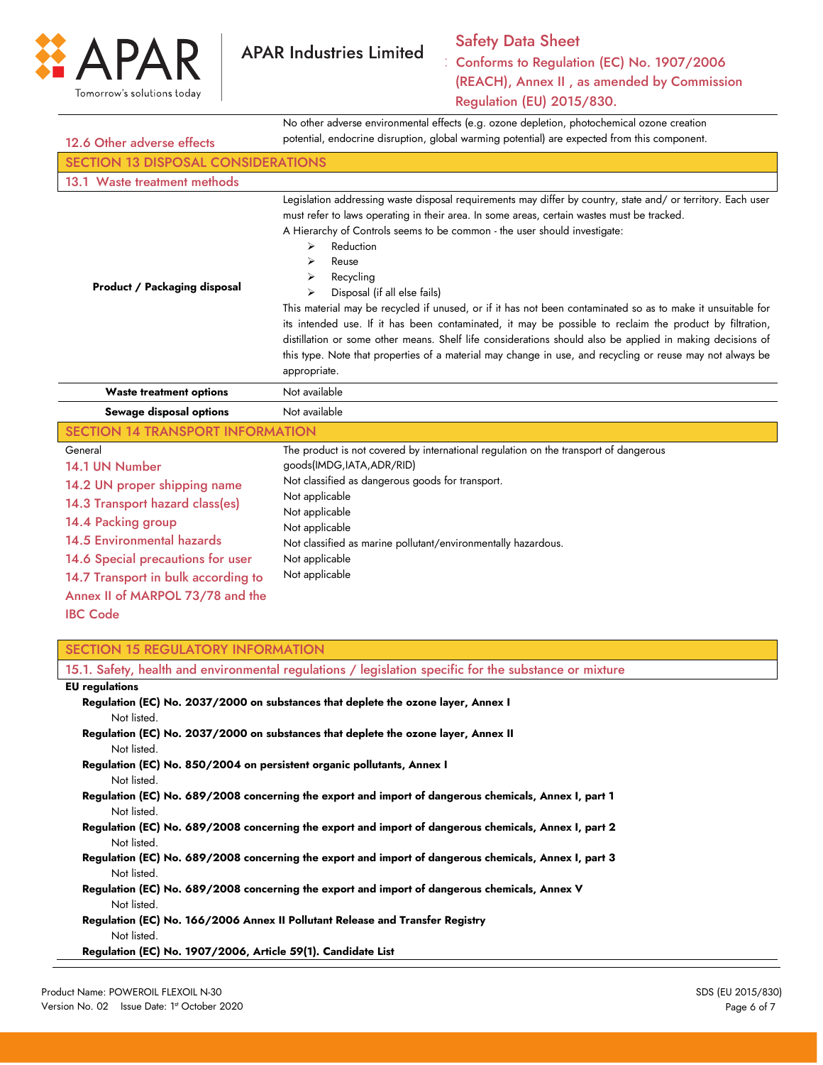| 12.6 Other adverse effects | No other adverse environmental effects (e.g. ozone depletion, photochemical ozone creation potential, endocrine disruption, global warming potential) are expected from this component. |
|---|---|

## SECTION 13 DISPOSAL CONSIDERATIONS

### 13.1 Waste treatment methods

**Product / Packaging disposal**

Legislation addressing waste disposal requirements may differ by country, state and/ or territory. Each user must refer to laws operating in their area. In some areas, certain wastes must be tracked.

A Hierarchy of Controls seems to be common - the user should investigate:

- Reduction
- Reuse
- Recycling
- Disposal (if all else fails)

This material may be recycled if unused, or if it has not been contaminated so as to make it unsuitable for its intended use. If it has been contaminated, it may be possible to reclaim the product by filtration, distillation or some other means. Shelf life considerations should also be applied in making decisions of this type. Note that properties of a material may change in use, and recycling or reuse may not always be appropriate.

| | |
|---|---|
| **Waste treatment options** | Not available |
| **Sewage disposal options** | Not available |

## SECTION 14 TRANSPORT INFORMATION

| | |
|---|---|
| General | The product is not covered by international regulation on the transport of dangerous goods(IMDG,IATA,ADR/RID) |
| 14.1 UN Number | Not classified as dangerous goods for transport. |
| 14.2 UN proper shipping name | Not applicable |
| 14.3 Transport hazard class(es) | Not applicable |
| 14.4 Packing group | Not applicable |
| 14.5 Environmental hazards | Not classified as marine pollutant/environmentally hazardous. |
| 14.6 Special precautions for user | Not applicable |
| 14.7 Transport in bulk according to Annex II of MARPOL 73/78 and the IBC Code | Not applicable |

## SECTION 15 REGULATORY INFORMATION

### 15.1. Safety, health and environmental regulations / legislation specific for the substance or mixture

**EU regulations**

**Regulation (EC) No. 2037/2000 on substances that deplete the ozone layer, Annex I**

Not listed.

**Regulation (EC) No. 2037/2000 on substances that deplete the ozone layer, Annex II**

Not listed.

**Regulation (EC) No. 850/2004 on persistent organic pollutants, Annex I**

Not listed.

**Regulation (EC) No. 689/2008 concerning the export and import of dangerous chemicals, Annex I, part 1**

Not listed.

**Regulation (EC) No. 689/2008 concerning the export and import of dangerous chemicals, Annex I, part 2**

Not listed.

**Regulation (EC) No. 689/2008 concerning the export and import of dangerous chemicals, Annex I, part 3**

Not listed.

**Regulation (EC) No. 689/2008 concerning the export and import of dangerous chemicals, Annex V**

Not listed.

**Regulation (EC) No. 166/2006 Annex II Pollutant Release and Transfer Registry**

Not listed.

**Regulation (EC) No. 1907/2006, Article 59(1). Candidate List**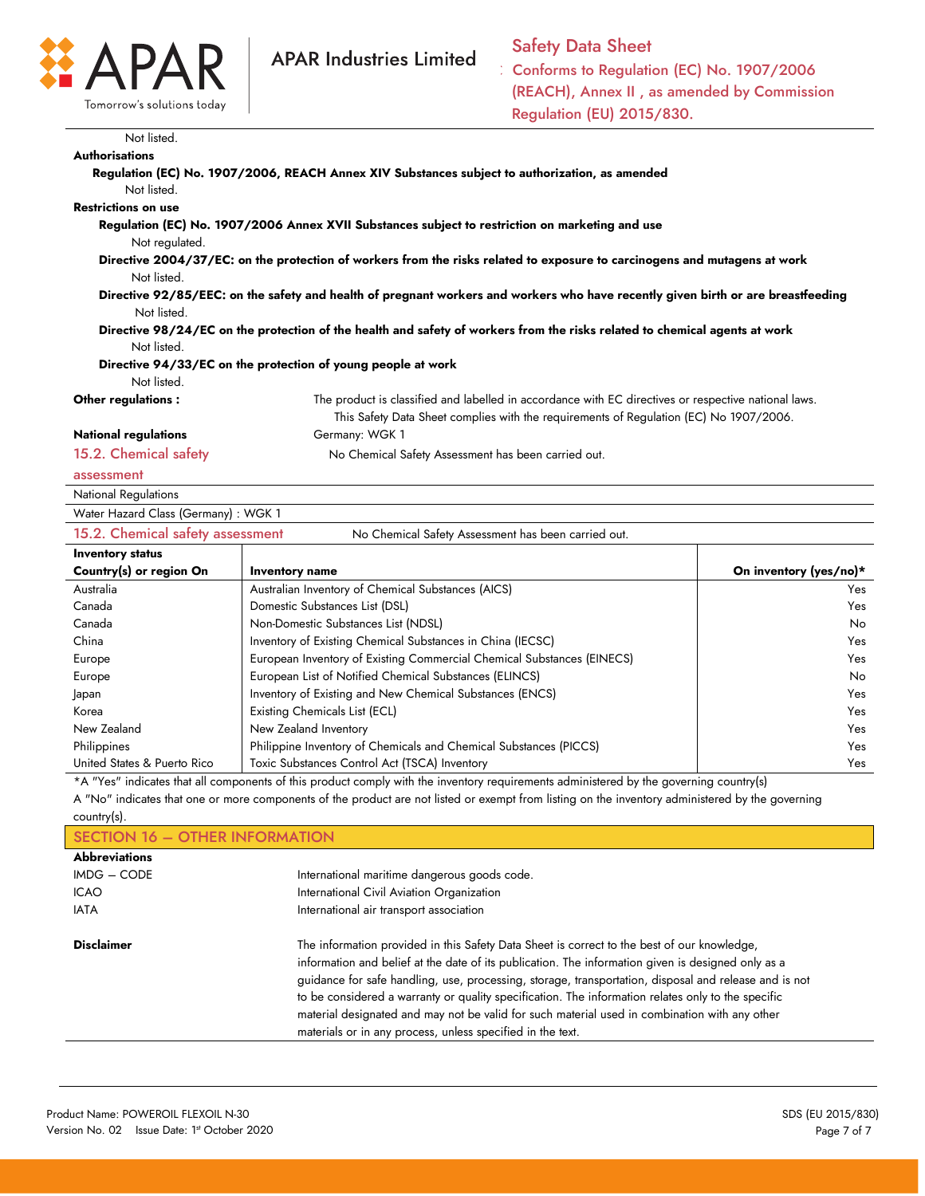Not listed.

**Authorisations**

**Regulation (EC) No. 1907/2006, REACH Annex XIV Substances subject to authorization, as amended**

Not listed.

**Restrictions on use**

**Regulation (EC) No. 1907/2006 Annex XVII Substances subject to restriction on marketing and use**

Not regulated.

**Directive 2004/37/EC: on the protection of workers from the risks related to exposure to carcinogens and mutagens at work**

Not listed.

**Directive 92/85/EEC: on the safety and health of pregnant workers and workers who have recently given birth or are breastfeeding**

Not listed.

**Directive 98/24/EC on the protection of the health and safety of workers from the risks related to chemical agents at work**

Not listed.

**Directive 94/33/EC on the protection of young people at work**

Not listed.

**Other regulations :** The product is classified and labelled in accordance with EC directives or respective national laws. This Safety Data Sheet complies with the requirements of Regulation (EC) No 1907/2006.

**National regulations** Germany: WGK 1

## 15.2. Chemical safety assessment

No Chemical Safety Assessment has been carried out.

National Regulations

Water Hazard Class (Germany) : WGK 1

## 15.2. Chemical safety assessment

No Chemical Safety Assessment has been carried out.

**Inventory status**

| Country(s) or region On | Inventory name | On inventory (yes/no)* |
|---|---|---|
| Australia | Australian Inventory of Chemical Substances (AICS) | Yes |
| Canada | Domestic Substances List (DSL) | Yes |
| Canada | Non-Domestic Substances List (NDSL) | No |
| China | Inventory of Existing Chemical Substances in China (IECSC) | Yes |
| Europe | European Inventory of Existing Commercial Chemical Substances (EINECS) | Yes |
| Europe | European List of Notified Chemical Substances (ELINCS) | No |
| Japan | Inventory of Existing and New Chemical Substances (ENCS) | Yes |
| Korea | Existing Chemicals List (ECL) | Yes |
| New Zealand | New Zealand Inventory | Yes |
| Philippines | Philippine Inventory of Chemicals and Chemical Substances (PICCS) | Yes |
| United States & Puerto Rico | Toxic Substances Control Act (TSCA) Inventory | Yes |

*A "Yes" indicates that all components of this product comply with the inventory requirements administered by the governing country(s)

A "No" indicates that one or more components of the product are not listed or exempt from listing on the inventory administered by the governing country(s).

## SECTION 16 – OTHER INFORMATION

**Abbreviations**

| | |
|---|---|
| IMDG – CODE | International maritime dangerous goods code. |
| ICAO | International Civil Aviation Organization |
| IATA | International air transport association |

**Disclaimer**

The information provided in this Safety Data Sheet is correct to the best of our knowledge, information and belief at the date of its publication. The information given is designed only as a guidance for safe handling, use, processing, storage, transportation, disposal and release and is not to be considered a warranty or quality specification. The information relates only to the specific material designated and may not be valid for such material used in combination with any other materials or in any process, unless specified in the text.